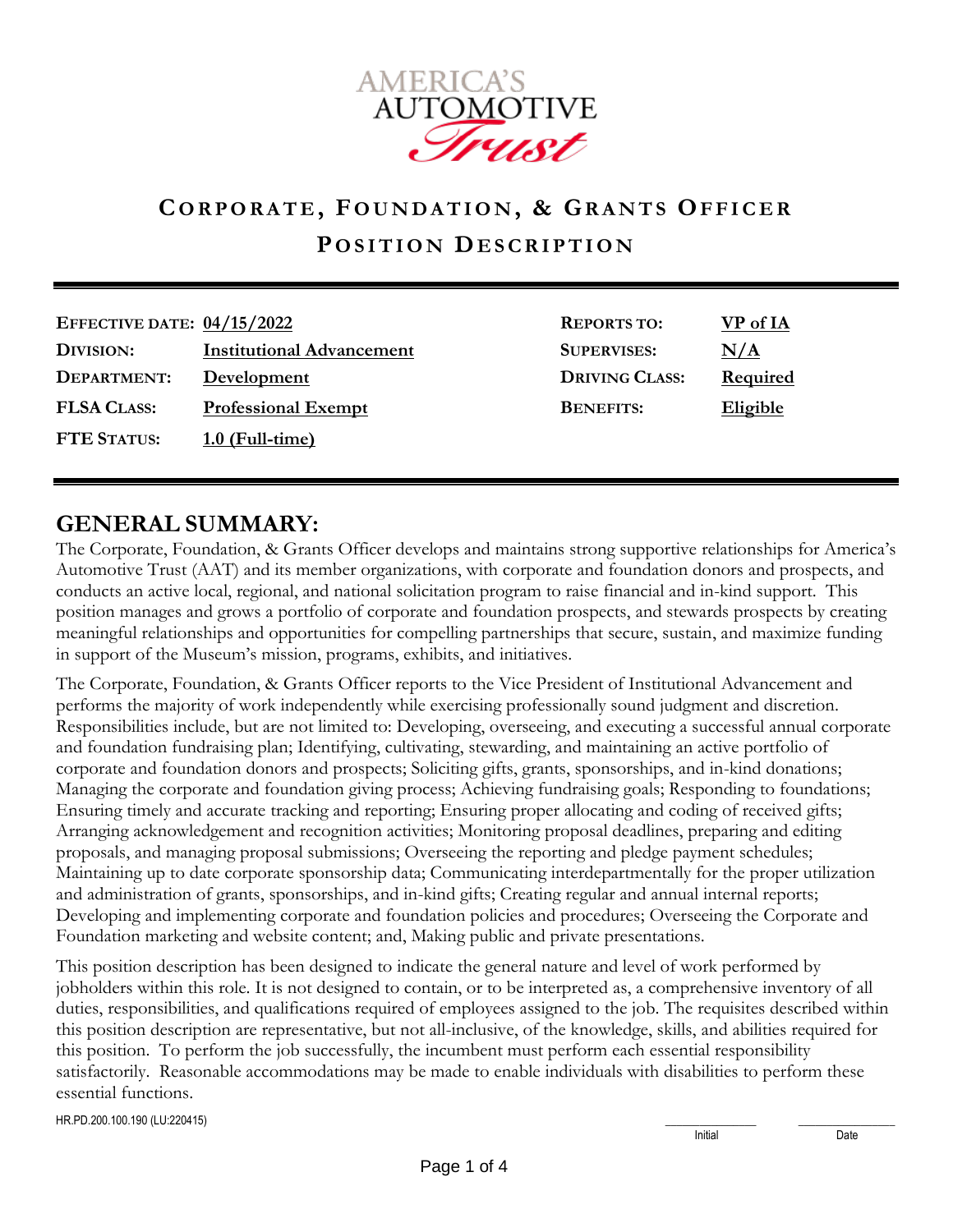AMERICA'S AUTOMOTIVE *Trust*

# CORPORATE, FOUNDATION, & GRANTS OFFICER

## POSITION DESCRIPTION

| | | | |
|---|---|---|---|
| **EFFECTIVE DATE:** | **04/15/2022** | **REPORTS TO:** | **VP of IA** |
| **DIVISION:** | **Institutional Advancement** | **SUPERVISES:** | **N/A** |
| **DEPARTMENT:** | **Development** | **DRIVING CLASS:** | **Required** |
| **FLSA CLASS:** | **Professional Exempt** | **BENEFITS:** | **Eligible** |
| **FTE STATUS:** | **1.0 (Full-time)** | | |

## GENERAL SUMMARY:

The Corporate, Foundation, & Grants Officer develops and maintains strong supportive relationships for America's Automotive Trust (AAT) and its member organizations, with corporate and foundation donors and prospects, and conducts an active local, regional, and national solicitation program to raise financial and in-kind support. This position manages and grows a portfolio of corporate and foundation prospects, and stewards prospects by creating meaningful relationships and opportunities for compelling partnerships that secure, sustain, and maximize funding in support of the Museum's mission, programs, exhibits, and initiatives.

The Corporate, Foundation, & Grants Officer reports to the Vice President of Institutional Advancement and performs the majority of work independently while exercising professionally sound judgment and discretion. Responsibilities include, but are not limited to: Developing, overseeing, and executing a successful annual corporate and foundation fundraising plan; Identifying, cultivating, stewarding, and maintaining an active portfolio of corporate and foundation donors and prospects; Soliciting gifts, grants, sponsorships, and in-kind donations; Managing the corporate and foundation giving process; Achieving fundraising goals; Responding to foundations; Ensuring timely and accurate tracking and reporting; Ensuring proper allocating and coding of received gifts; Arranging acknowledgement and recognition activities; Monitoring proposal deadlines, preparing and editing proposals, and managing proposal submissions; Overseeing the reporting and pledge payment schedules; Maintaining up to date corporate sponsorship data; Communicating interdepartmentally for the proper utilization and administration of grants, sponsorships, and in-kind gifts; Creating regular and annual internal reports; Developing and implementing corporate and foundation policies and procedures; Overseeing the Corporate and Foundation marketing and website content; and, Making public and private presentations.

This position description has been designed to indicate the general nature and level of work performed by jobholders within this role. It is not designed to contain, or to be interpreted as, a comprehensive inventory of all duties, responsibilities, and qualifications required of employees assigned to the job. The requisites described within this position description are representative, but not all-inclusive, of the knowledge, skills, and abilities required for this position. To perform the job successfully, the incumbent must perform each essential responsibility satisfactorily. Reasonable accommodations may be made to enable individuals with disabilities to perform these essential functions.

HR.PD.200.100.190 (LU:220415)

_____________ Initial _____________ Date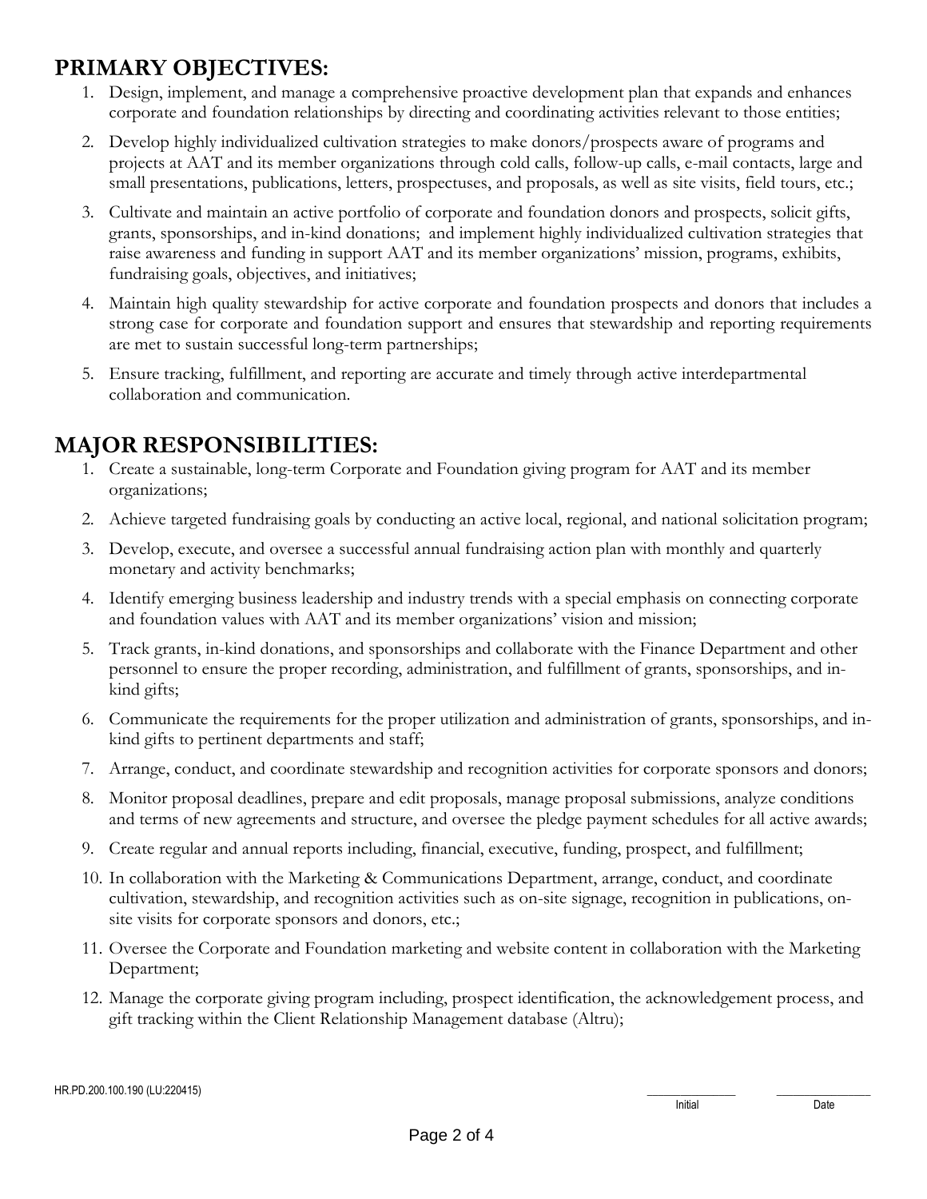## PRIMARY OBJECTIVES:

1. Design, implement, and manage a comprehensive proactive development plan that expands and enhances corporate and foundation relationships by directing and coordinating activities relevant to those entities;
2. Develop highly individualized cultivation strategies to make donors/prospects aware of programs and projects at AAT and its member organizations through cold calls, follow-up calls, e-mail contacts, large and small presentations, publications, letters, prospectuses, and proposals, as well as site visits, field tours, etc.;
3. Cultivate and maintain an active portfolio of corporate and foundation donors and prospects, solicit gifts, grants, sponsorships, and in-kind donations; and implement highly individualized cultivation strategies that raise awareness and funding in support AAT and its member organizations' mission, programs, exhibits, fundraising goals, objectives, and initiatives;
4. Maintain high quality stewardship for active corporate and foundation prospects and donors that includes a strong case for corporate and foundation support and ensures that stewardship and reporting requirements are met to sustain successful long-term partnerships;
5. Ensure tracking, fulfillment, and reporting are accurate and timely through active interdepartmental collaboration and communication.

## MAJOR RESPONSIBILITIES:

1. Create a sustainable, long-term Corporate and Foundation giving program for AAT and its member organizations;
2. Achieve targeted fundraising goals by conducting an active local, regional, and national solicitation program;
3. Develop, execute, and oversee a successful annual fundraising action plan with monthly and quarterly monetary and activity benchmarks;
4. Identify emerging business leadership and industry trends with a special emphasis on connecting corporate and foundation values with AAT and its member organizations' vision and mission;
5. Track grants, in-kind donations, and sponsorships and collaborate with the Finance Department and other personnel to ensure the proper recording, administration, and fulfillment of grants, sponsorships, and in-kind gifts;
6. Communicate the requirements for the proper utilization and administration of grants, sponsorships, and in-kind gifts to pertinent departments and staff;
7. Arrange, conduct, and coordinate stewardship and recognition activities for corporate sponsors and donors;
8. Monitor proposal deadlines, prepare and edit proposals, manage proposal submissions, analyze conditions and terms of new agreements and structure, and oversee the pledge payment schedules for all active awards;
9. Create regular and annual reports including, financial, executive, funding, prospect, and fulfillment;
10. In collaboration with the Marketing & Communications Department, arrange, conduct, and coordinate cultivation, stewardship, and recognition activities such as on-site signage, recognition in publications, on-site visits for corporate sponsors and donors, etc.;
11. Oversee the Corporate and Foundation marketing and website content in collaboration with the Marketing Department;
12. Manage the corporate giving program including, prospect identification, the acknowledgement process, and gift tracking within the Client Relationship Management database (Altru);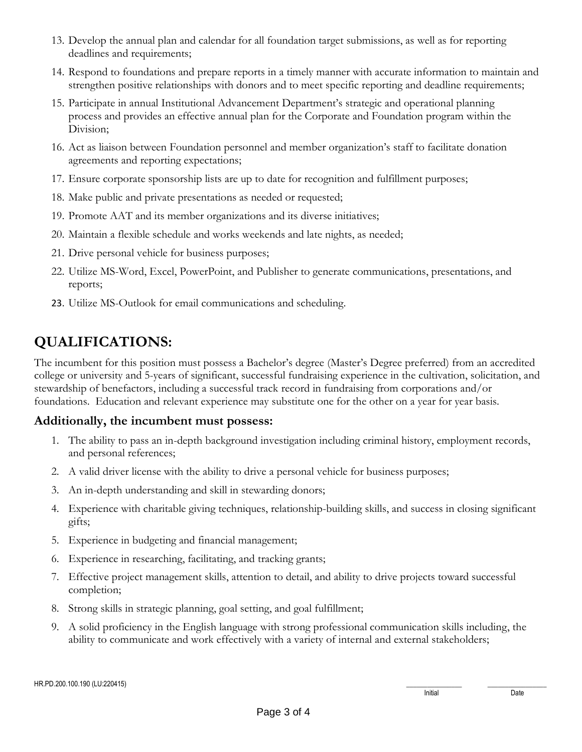13. Develop the annual plan and calendar for all foundation target submissions, as well as for reporting deadlines and requirements;
14. Respond to foundations and prepare reports in a timely manner with accurate information to maintain and strengthen positive relationships with donors and to meet specific reporting and deadline requirements;
15. Participate in annual Institutional Advancement Department's strategic and operational planning process and provides an effective annual plan for the Corporate and Foundation program within the Division;
16. Act as liaison between Foundation personnel and member organization's staff to facilitate donation agreements and reporting expectations;
17. Ensure corporate sponsorship lists are up to date for recognition and fulfillment purposes;
18. Make public and private presentations as needed or requested;
19. Promote AAT and its member organizations and its diverse initiatives;
20. Maintain a flexible schedule and works weekends and late nights, as needed;
21. Drive personal vehicle for business purposes;
22. Utilize MS-Word, Excel, PowerPoint, and Publisher to generate communications, presentations, and reports;
23. Utilize MS-Outlook for email communications and scheduling.

# QUALIFICATIONS:

The incumbent for this position must possess a Bachelor's degree (Master's Degree preferred) from an accredited college or university and 5-years of significant, successful fundraising experience in the cultivation, solicitation, and stewardship of benefactors, including a successful track record in fundraising from corporations and/or foundations. Education and relevant experience may substitute one for the other on a year for year basis.

## Additionally, the incumbent must possess:

1. The ability to pass an in-depth background investigation including criminal history, employment records, and personal references;
2. A valid driver license with the ability to drive a personal vehicle for business purposes;
3. An in-depth understanding and skill in stewarding donors;
4. Experience with charitable giving techniques, relationship-building skills, and success in closing significant gifts;
5. Experience in budgeting and financial management;
6. Experience in researching, facilitating, and tracking grants;
7. Effective project management skills, attention to detail, and ability to drive projects toward successful completion;
8. Strong skills in strategic planning, goal setting, and goal fulfillment;
9. A solid proficiency in the English language with strong professional communication skills including, the ability to communicate and work effectively with a variety of internal and external stakeholders;

HR.PD.200.100.190 (LU:220415)

Initial ______ Date ______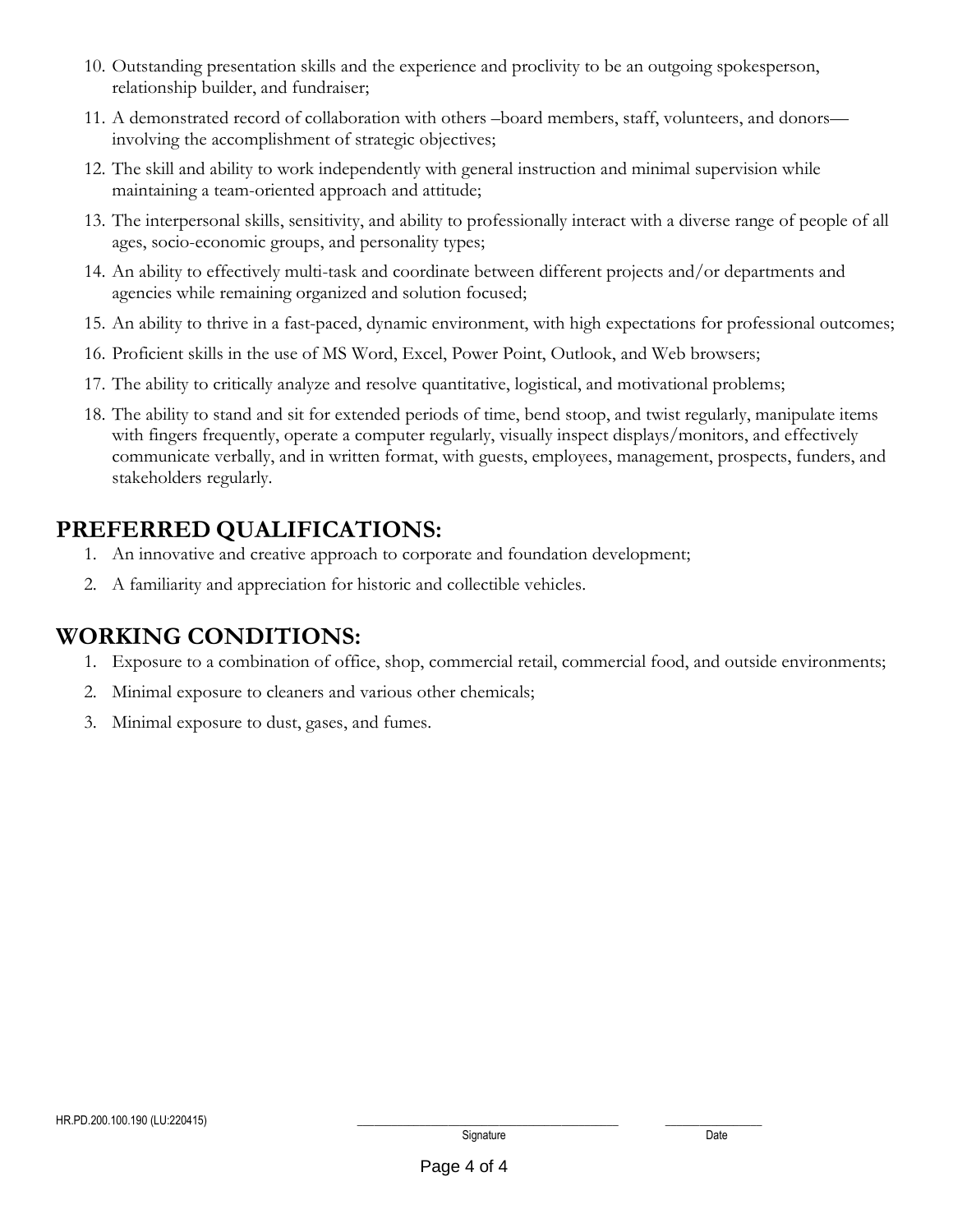10. Outstanding presentation skills and the experience and proclivity to be an outgoing spokesperson, relationship builder, and fundraiser;
11. A demonstrated record of collaboration with others –board members, staff, volunteers, and donors— involving the accomplishment of strategic objectives;
12. The skill and ability to work independently with general instruction and minimal supervision while maintaining a team-oriented approach and attitude;
13. The interpersonal skills, sensitivity, and ability to professionally interact with a diverse range of people of all ages, socio-economic groups, and personality types;
14. An ability to effectively multi-task and coordinate between different projects and/or departments and agencies while remaining organized and solution focused;
15. An ability to thrive in a fast-paced, dynamic environment, with high expectations for professional outcomes;
16. Proficient skills in the use of MS Word, Excel, Power Point, Outlook, and Web browsers;
17. The ability to critically analyze and resolve quantitative, logistical, and motivational problems;
18. The ability to stand and sit for extended periods of time, bend stoop, and twist regularly, manipulate items with fingers frequently, operate a computer regularly, visually inspect displays/monitors, and effectively communicate verbally, and in written format, with guests, employees, management, prospects, funders, and stakeholders regularly.

# PREFERRED QUALIFICATIONS:

1. An innovative and creative approach to corporate and foundation development;
2. A familiarity and appreciation for historic and collectible vehicles.

# WORKING CONDITIONS:

1. Exposure to a combination of office, shop, commercial retail, commercial food, and outside environments;
2. Minimal exposure to cleaners and various other chemicals;
3. Minimal exposure to dust, gases, and fumes.

HR.PD.200.100.190 (LU:220415)

______________________________ Signature

______________ Date